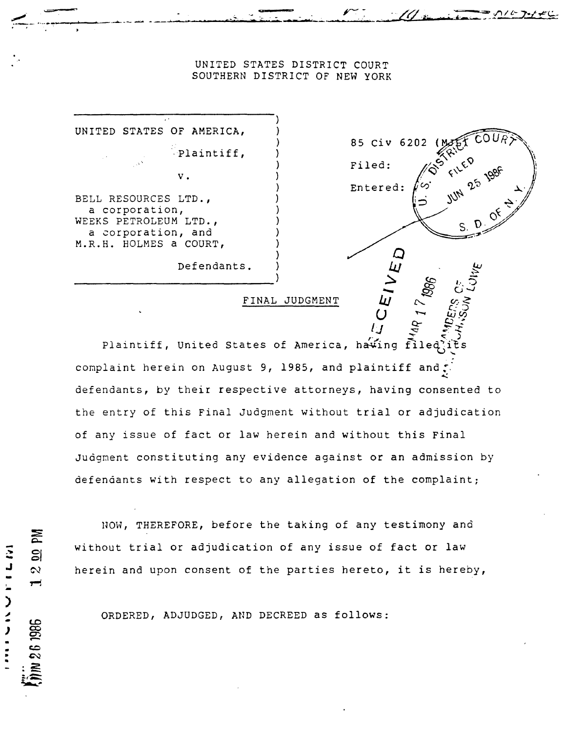UNITED STATES DISTRICT COURT
SOUTHERN DISTRICT OF NEW YORK

| | |
|---|---|
| UNITED STATES OF AMERICA,<br><br>Plaintiff,<br><br>v.<br><br>BELL RESOURCES LTD., a corporation, WEEKS PETROLEUM LTD., a corporation, and M.R.H. HOLMES a COURT,<br><br>Defendants. | 85 Civ 6202 (MJL)<br><br>Filed:<br><br>Entered: |

U.S. DISTRICT COURT FILED JUN 25 1986 S.D. OF N.Y.

RECEIVED MAR 17 1986 CHAMBERS OF MARY JOHNSON LOWE

## FINAL JUDGMENT

Plaintiff, United States of America, having filed its complaint herein on August 9, 1985, and plaintiff and defendants, by their respective attorneys, having consented to the entry of this Final Judgment without trial or adjudication of any issue of fact or law herein and without this Final Judgment constituting any evidence against or an admission by defendants with respect to any allegation of the complaint;

NOW, THEREFORE, before the taking of any testimony and without trial or adjudication of any issue of fact or law herein and upon consent of the parties hereto, it is hereby,

ORDERED, ADJUDGED, AND DECREED as follows:

MICROFILM JUN 26 1986 12 00 PM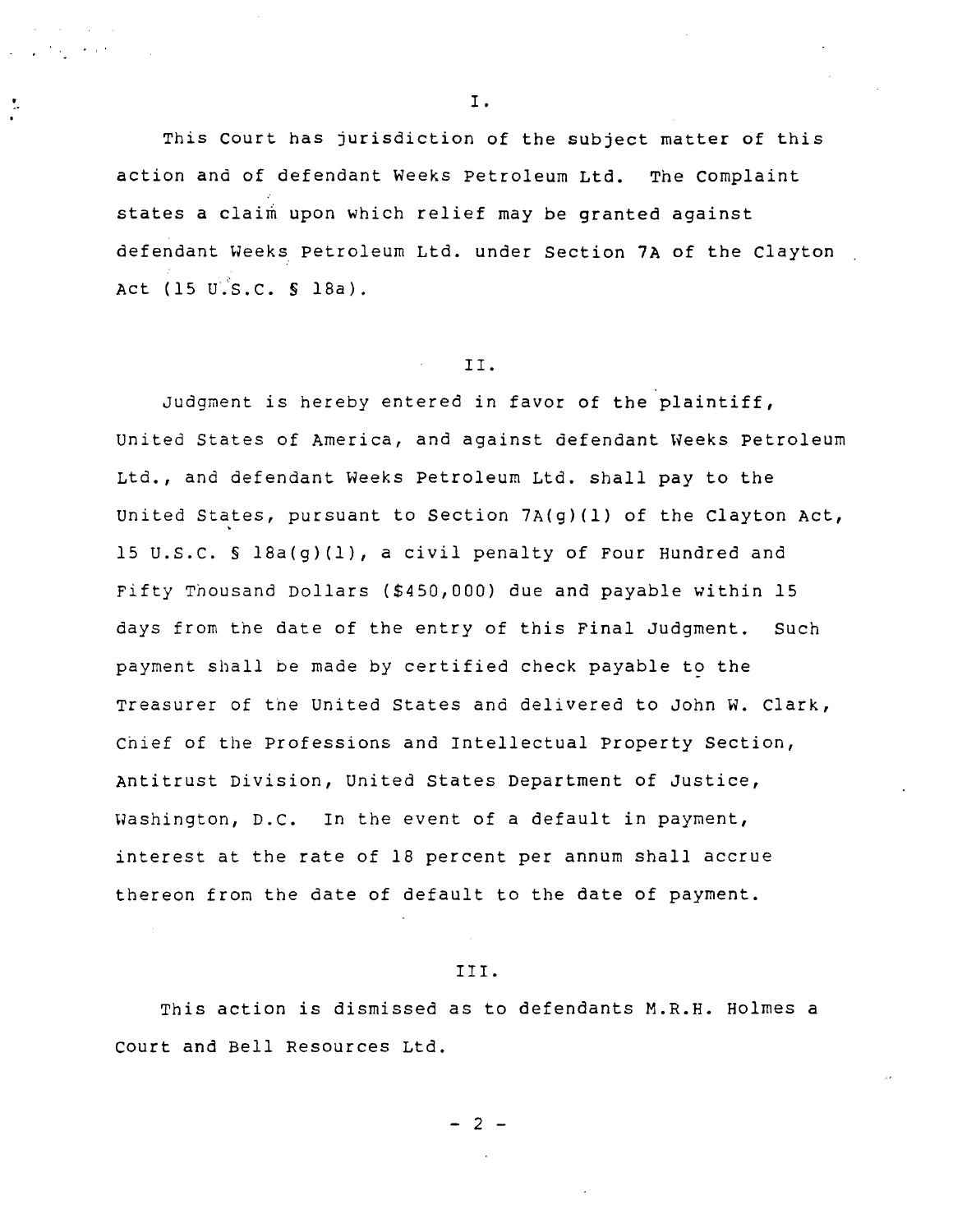I.

This Court has jurisdiction of the subject matter of this action and of defendant Weeks Petroleum Ltd. The Complaint states a claim upon which relief may be granted against defendant Weeks Petroleum Ltd. under Section 7A of the Clayton Act (15 U.S.C. § 18a).

II.

Judgment is hereby entered in favor of the plaintiff, United States of America, and against defendant Weeks Petroleum Ltd., and defendant Weeks Petroleum Ltd. shall pay to the United States, pursuant to Section 7A(g)(1) of the Clayton Act, 15 U.S.C. § 18a(g)(1), a civil penalty of Four Hundred and Fifty Thousand Dollars ($450,000) due and payable within 15 days from the date of the entry of this Final Judgment. Such payment shall be made by certified check payable to the Treasurer of the United States and delivered to John W. Clark, Chief of the Professions and Intellectual Property Section, Antitrust Division, United States Department of Justice, Washington, D.C. In the event of a default in payment, interest at the rate of 18 percent per annum shall accrue thereon from the date of default to the date of payment.

III.

This action is dismissed as to defendants M.R.H. Holmes a Court and Bell Resources Ltd.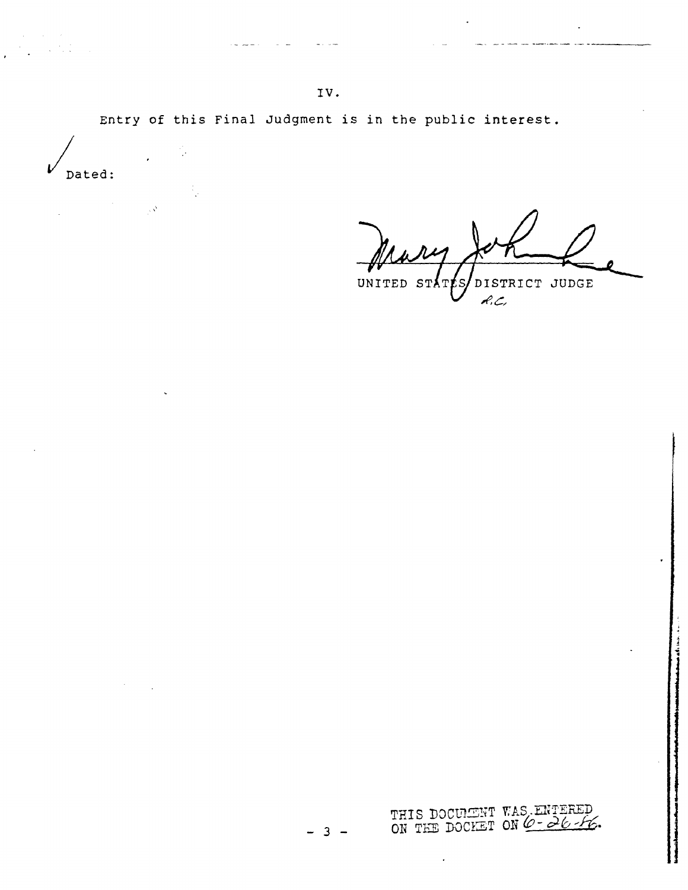IV.

Entry of this Final Judgment is in the public interest.

Dated:

UNITED STATES DISTRICT JUDGE

THIS DOCUMENT WAS ENTERED ON THE DOCKET ON 6-26-86.